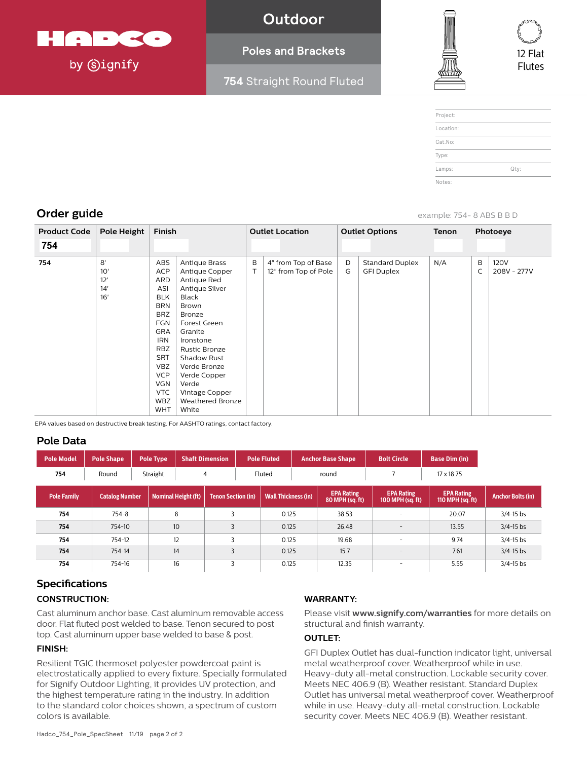# HADCO by Signify

**Outdoor**

**Poles and Brackets**

**754** Straight Round Fluted

12 Flat Flutes

| | |
|---|---|
| Project: | |
| Location: | |
| Cat.No: | |
| Type: | |
| Lamps: | Qty: |
| Notes: | |

## Order guide

example: 754- 8 ABS B B D

| Product Code | Pole Height | Finish | | Outlet Location | | Outlet Options | | Tenon | Photoeye | |
|---|---|---|---|---|---|---|---|---|---|---|
| 754 | | | | | | | | | | |
| 754 | 8'<br>10'<br>12'<br>14'<br>16' | ABS<br>ACP<br>ARD<br>ASI<br>BLK<br>BRN<br>BRZ<br>FGN<br>GRA<br>IRN<br>RBZ<br>SRT<br>VBZ<br>VCP<br>VGN<br>VTC<br>WBZ<br>WHT | Antique Brass<br>Antique Copper<br>Antique Red<br>Antique Silver<br>Black<br>Brown<br>Bronze<br>Forest Green<br>Granite<br>Ironstone<br>Rustic Bronze<br>Shadow Rust<br>Verde Bronze<br>Verde Copper<br>Verde<br>Vintage Copper<br>Weathered Bronze<br>White | B<br>T | 4" from Top of Base<br>12" from Top of Pole | D<br>G | Standard Duplex<br>GFI Duplex | N/A | B<br>C | 120V<br>208V - 277V |

EPA values based on destructive break testing. For AASHTO ratings, contact factory.

## Pole Data

| Pole Model | Pole Shape | Pole Type | Shaft Dimension | Pole Fluted | Anchor Base Shape | Bolt Circle | Base Dim (in) |
|---|---|---|---|---|---|---|---|
| 754 | Round | Straight | 4 | Fluted | round | 7 | 17 x 18.75 |

| Pole Family | Catalog Number | Nominal Height (ft) | Tenon Section (in) | Wall Thickness (in) | EPA Rating 80 MPH (sq. ft) | EPA Rating 100 MPH (sq. ft) | EPA Rating 110 MPH (sq. ft) | Anchor Bolts (in) |
|---|---|---|---|---|---|---|---|---|
| 754 | 754-8 | 8 | 3 | 0.125 | 38.53 | - | 20.07 | 3/4-15 bs |
| 754 | 754-10 | 10 | 3 | 0.125 | 26.48 | - | 13.55 | 3/4-15 bs |
| 754 | 754-12 | 12 | 3 | 0.125 | 19.68 | - | 9.74 | 3/4-15 bs |
| 754 | 754-14 | 14 | 3 | 0.125 | 15.7 | - | 7.61 | 3/4-15 bs |
| 754 | 754-16 | 16 | 3 | 0.125 | 12.35 | - | 5.55 | 3/4-15 bs |

## Specifications

### CONSTRUCTION:

Cast aluminum anchor base. Cast aluminum removable access door. Flat fluted post welded to base. Tenon secured to post top. Cast aluminum upper base welded to base & post.

### FINISH:

Resilient TGIC thermoset polyester powdercoat paint is electrostatically applied to every fixture. Specially formulated for Signify Outdoor Lighting, it provides UV protection, and the highest temperature rating in the industry. In addition to the standard color choices shown, a spectrum of custom colors is available.

### WARRANTY:

Please visit **www.signify.com/warranties** for more details on structural and finish warranty.

### OUTLET:

GFI Duplex Outlet has dual-function indicator light, universal metal weatherproof cover. Weatherproof while in use. Heavy-duty all-metal construction. Lockable security cover. Meets NEC 406.9 (B). Weather resistant. Standard Duplex Outlet has universal metal weatherproof cover. Weatherproof while in use. Heavy-duty all-metal construction. Lockable security cover. Meets NEC 406.9 (B). Weather resistant.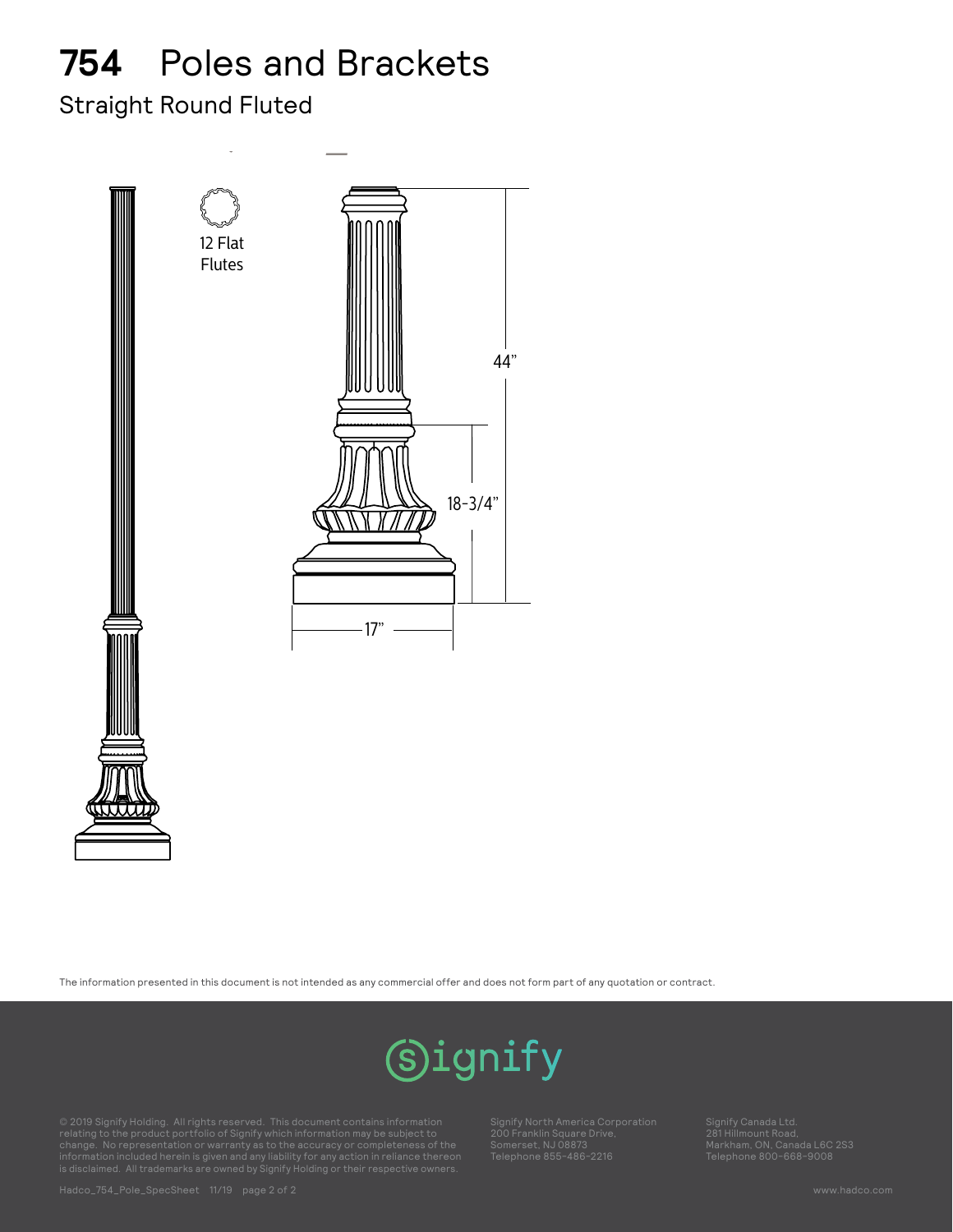# 754 Poles and Brackets

## Straight Round Fluted

12 Flat Flutes

44"

18-3/4"

17"

The information presented in this document is not intended as any commercial offer and does not form part of any quotation or contract.

signify

© 2019 Signify Holding. All rights reserved. This document contains information relating to the product portfolio of Signify which information may be subject to change. No representation or warranty as to the accuracy or completeness of the information included herein is given and any liability for any action in reliance thereon is disclaimed. All trademarks are owned by Signify Holding or their respective owners.

Signify North America Corporation
200 Franklin Square Drive,
Somerset, NJ 08873
Telephone 855-486-2216

Signify Canada Ltd.
281 Hillmount Road,
Markham, ON, Canada L6C 2S3
Telephone 800-668-9008

Hadco_754_Pole_SpecSheet 11/19

www.hadco.com